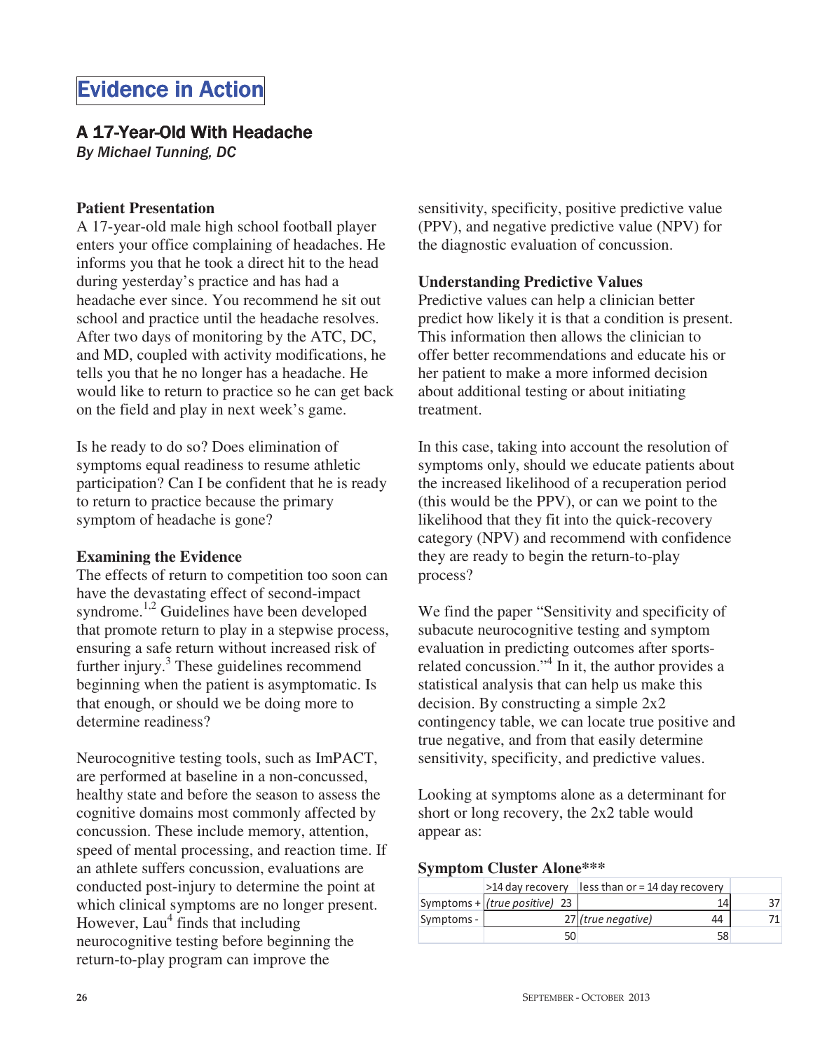# Evidence in Action

## A 17-Year-Old With Headache

*By Michael Tunning, DC*

**Patient Presentation**

A 17-year-old male high school football player enters your office complaining of headaches. He informs you that he took a direct hit to the head during yesterday's practice and has had a headache ever since. You recommend he sit out school and practice until the headache resolves. After two days of monitoring by the ATC, DC, and MD, coupled with activity modifications, he tells you that he no longer has a headache. He would like to return to practice so he can get back on the field and play in next week's game.

Is he ready to do so? Does elimination of symptoms equal readiness to resume athletic participation? Can I be confident that he is ready to return to practice because the primary symptom of headache is gone?

**Examining the Evidence**

The effects of return to competition too soon can have the devastating effect of second-impact syndrome.[1,2] Guidelines have been developed that promote return to play in a stepwise process, ensuring a safe return without increased risk of further injury.[3] These guidelines recommend beginning when the patient is asymptomatic. Is that enough, or should we be doing more to determine readiness?

Neurocognitive testing tools, such as ImPACT, are performed at baseline in a non-concussed, healthy state and before the season to assess the cognitive domains most commonly affected by concussion. These include memory, attention, speed of mental processing, and reaction time. If an athlete suffers concussion, evaluations are conducted post-injury to determine the point at which clinical symptoms are no longer present. However, Lau[4] finds that including neurocognitive testing before beginning the return-to-play program can improve the sensitivity, specificity, positive predictive value (PPV), and negative predictive value (NPV) for the diagnostic evaluation of concussion.

**Understanding Predictive Values**

Predictive values can help a clinician better predict how likely it is that a condition is present. This information then allows the clinician to offer better recommendations and educate his or her patient to make a more informed decision about additional testing or about initiating treatment.

In this case, taking into account the resolution of symptoms only, should we educate patients about the increased likelihood of a recuperation period (this would be the PPV), or can we point to the likelihood that they fit into the quick-recovery category (NPV) and recommend with confidence they are ready to begin the return-to-play process?

We find the paper "Sensitivity and specificity of subacute neurocognitive testing and symptom evaluation in predicting outcomes after sports-related concussion."[4] In it, the author provides a statistical analysis that can help us make this decision. By constructing a simple 2x2 contingency table, we can locate true positive and true negative, and from that easily determine sensitivity, specificity, and predictive values.

Looking at symptoms alone as a determinant for short or long recovery, the 2x2 table would appear as:

**Symptom Cluster Alone*****

| | >14 day recovery | less than or = 14 day recovery | |
|---|---|---|---|
| Symptoms + | *(true positive)* 23 | 14 | 37 |
| Symptoms - | 27 | *(true negative)* 44 | 71 |
| | 50 | 58 | |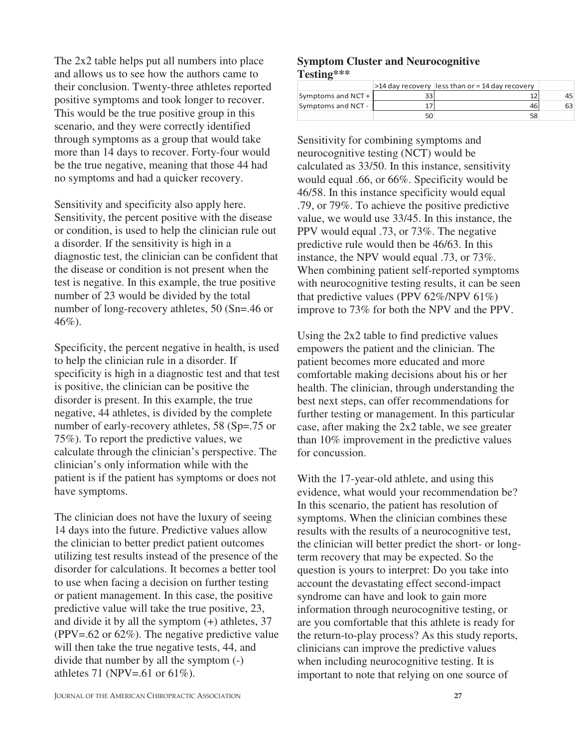The 2x2 table helps put all numbers into place and allows us to see how the authors came to their conclusion. Twenty-three athletes reported positive symptoms and took longer to recover. This would be the true positive group in this scenario, and they were correctly identified through symptoms as a group that would take more than 14 days to recover. Forty-four would be the true negative, meaning that those 44 had no symptoms and had a quicker recovery.

Sensitivity and specificity also apply here. Sensitivity, the percent positive with the disease or condition, is used to help the clinician rule out a disorder. If the sensitivity is high in a diagnostic test, the clinician can be confident that the disease or condition is not present when the test is negative. In this example, the true positive number of 23 would be divided by the total number of long-recovery athletes, 50 (Sn=.46 or 46%).

Specificity, the percent negative in health, is used to help the clinician rule in a disorder. If specificity is high in a diagnostic test and that test is positive, the clinician can be positive the disorder is present. In this example, the true negative, 44 athletes, is divided by the complete number of early-recovery athletes, 58 (Sp=.75 or 75%). To report the predictive values, we calculate through the clinician's perspective. The clinician's only information while with the patient is if the patient has symptoms or does not have symptoms.

The clinician does not have the luxury of seeing 14 days into the future. Predictive values allow the clinician to better predict patient outcomes utilizing test results instead of the presence of the disorder for calculations. It becomes a better tool to use when facing a decision on further testing or patient management. In this case, the positive predictive value will take the true positive, 23, and divide it by all the symptom (+) athletes, 37 (PPV=.62 or 62%). The negative predictive value will then take the true negative tests, 44, and divide that number by all the symptom (-) athletes 71 (NPV=.61 or 61%).

**Symptom Cluster and Neurocognitive Testing*****

| | >14 day recovery | less than or = 14 day recovery | |
|---|---|---|---|
| Symptoms and NCT + | 33 | 12 | 45 |
| Symptoms and NCT - | 17 | 46 | 63 |
| | 50 | 58 | |

Sensitivity for combining symptoms and neurocognitive testing (NCT) would be calculated as 33/50. In this instance, sensitivity would equal .66, or 66%. Specificity would be 46/58. In this instance specificity would equal .79, or 79%. To achieve the positive predictive value, we would use 33/45. In this instance, the PPV would equal .73, or 73%. The negative predictive rule would then be 46/63. In this instance, the NPV would equal .73, or 73%. When combining patient self-reported symptoms with neurocognitive testing results, it can be seen that predictive values (PPV 62%/NPV 61%) improve to 73% for both the NPV and the PPV.

Using the 2x2 table to find predictive values empowers the patient and the clinician. The patient becomes more educated and more comfortable making decisions about his or her health. The clinician, through understanding the best next steps, can offer recommendations for further testing or management. In this particular case, after making the 2x2 table, we see greater than 10% improvement in the predictive values for concussion.

With the 17-year-old athlete, and using this evidence, what would your recommendation be? In this scenario, the patient has resolution of symptoms. When the clinician combines these results with the results of a neurocognitive test, the clinician will better predict the short- or long-term recovery that may be expected. So the question is yours to interpret: Do you take into account the devastating effect second-impact syndrome can have and look to gain more information through neurocognitive testing, or are you comfortable that this athlete is ready for the return-to-play process? As this study reports, clinicians can improve the predictive values when including neurocognitive testing. It is important to note that relying on one source of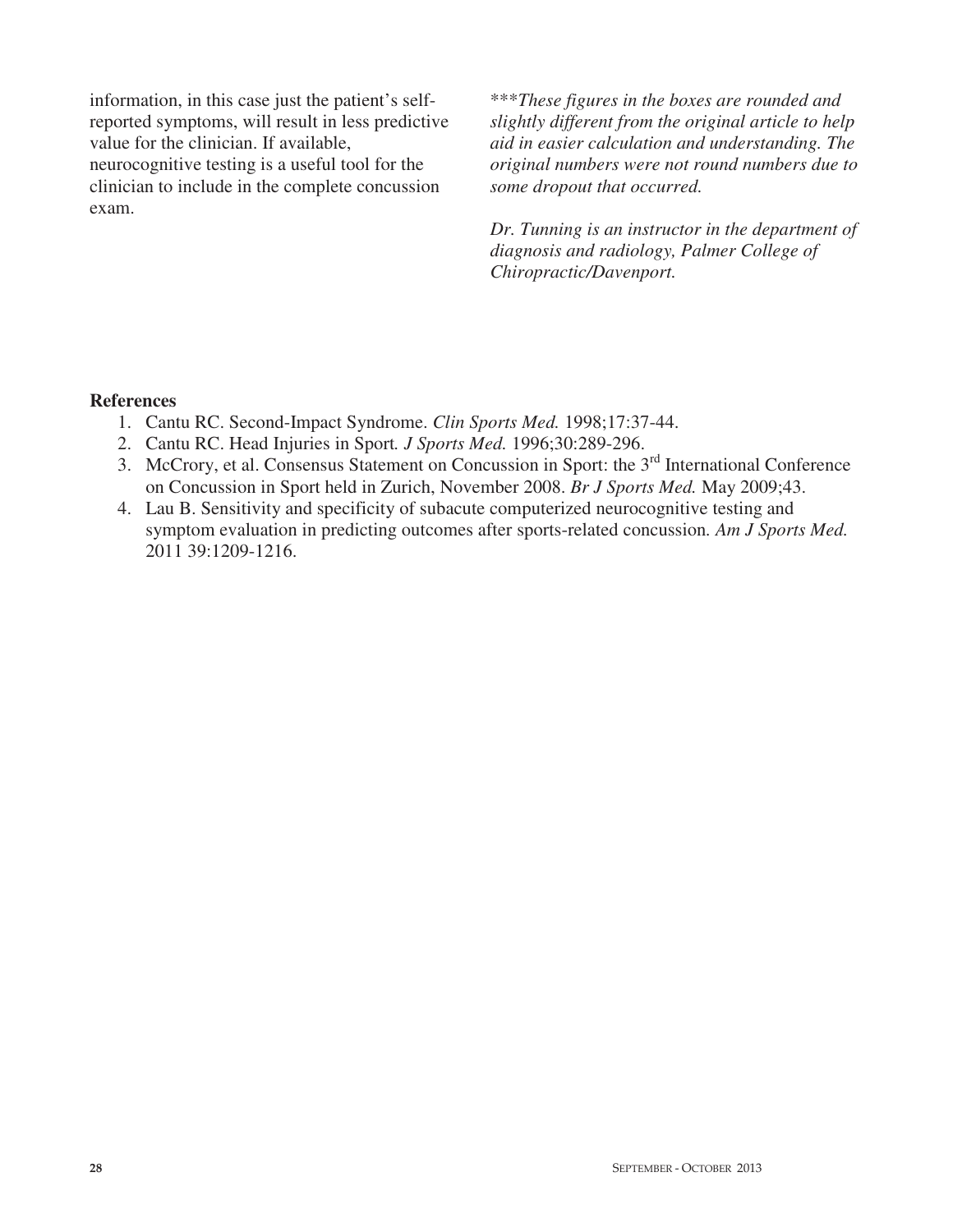information, in this case just the patient's self-reported symptoms, will result in less predictive value for the clinician. If available, neurocognitive testing is a useful tool for the clinician to include in the complete concussion exam.

****These figures in the boxes are rounded and slightly different from the original article to help aid in easier calculation and understanding. The original numbers were not round numbers due to some dropout that occurred.*

*Dr. Tunning is an instructor in the department of diagnosis and radiology, Palmer College of Chiropractic/Davenport.*

**References**

1. Cantu RC. Second-Impact Syndrome. *Clin Sports Med.* 1998;17:37-44.
2. Cantu RC. Head Injuries in Sport*. J Sports Med.* 1996;30:289-296.
3. McCrory, et al. Consensus Statement on Concussion in Sport: the 3rd International Conference on Concussion in Sport held in Zurich, November 2008. *Br J Sports Med.* May 2009;43.
4. Lau B. Sensitivity and specificity of subacute computerized neurocognitive testing and symptom evaluation in predicting outcomes after sports-related concussion*. Am J Sports Med.* 2011 39:1209-1216.